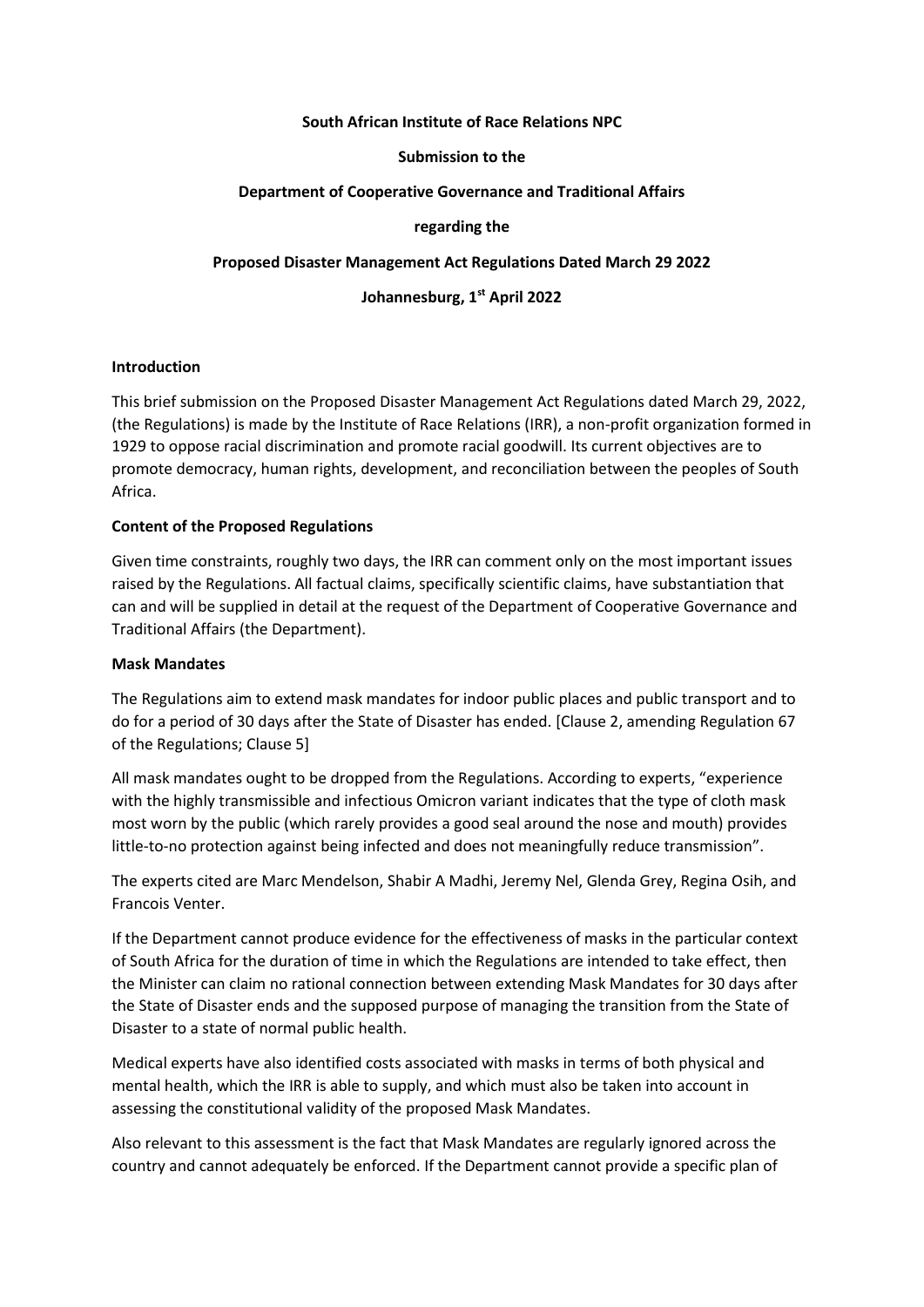**South African Institute of Race Relations NPC**

**Submission to the**

**Department of Cooperative Governance and Traditional Affairs**

**regarding the**

**Proposed Disaster Management Act Regulations Dated March 29 2022**

**Johannesburg, 1st April 2022**

**Introduction**

This brief submission on the Proposed Disaster Management Act Regulations dated March 29, 2022, (the Regulations) is made by the Institute of Race Relations (IRR), a non-profit organization formed in 1929 to oppose racial discrimination and promote racial goodwill. Its current objectives are to promote democracy, human rights, development, and reconciliation between the peoples of South Africa.

**Content of the Proposed Regulations**

Given time constraints, roughly two days, the IRR can comment only on the most important issues raised by the Regulations. All factual claims, specifically scientific claims, have substantiation that can and will be supplied in detail at the request of the Department of Cooperative Governance and Traditional Affairs (the Department).

**Mask Mandates**

The Regulations aim to extend mask mandates for indoor public places and public transport and to do for a period of 30 days after the State of Disaster has ended. [Clause 2, amending Regulation 67 of the Regulations; Clause 5]

All mask mandates ought to be dropped from the Regulations. According to experts, "experience with the highly transmissible and infectious Omicron variant indicates that the type of cloth mask most worn by the public (which rarely provides a good seal around the nose and mouth) provides little-to-no protection against being infected and does not meaningfully reduce transmission".

The experts cited are Marc Mendelson, Shabir A Madhi, Jeremy Nel, Glenda Grey, Regina Osih, and Francois Venter.

If the Department cannot produce evidence for the effectiveness of masks in the particular context of South Africa for the duration of time in which the Regulations are intended to take effect, then the Minister can claim no rational connection between extending Mask Mandates for 30 days after the State of Disaster ends and the supposed purpose of managing the transition from the State of Disaster to a state of normal public health.

Medical experts have also identified costs associated with masks in terms of both physical and mental health, which the IRR is able to supply, and which must also be taken into account in assessing the constitutional validity of the proposed Mask Mandates.

Also relevant to this assessment is the fact that Mask Mandates are regularly ignored across the country and cannot adequately be enforced. If the Department cannot provide a specific plan of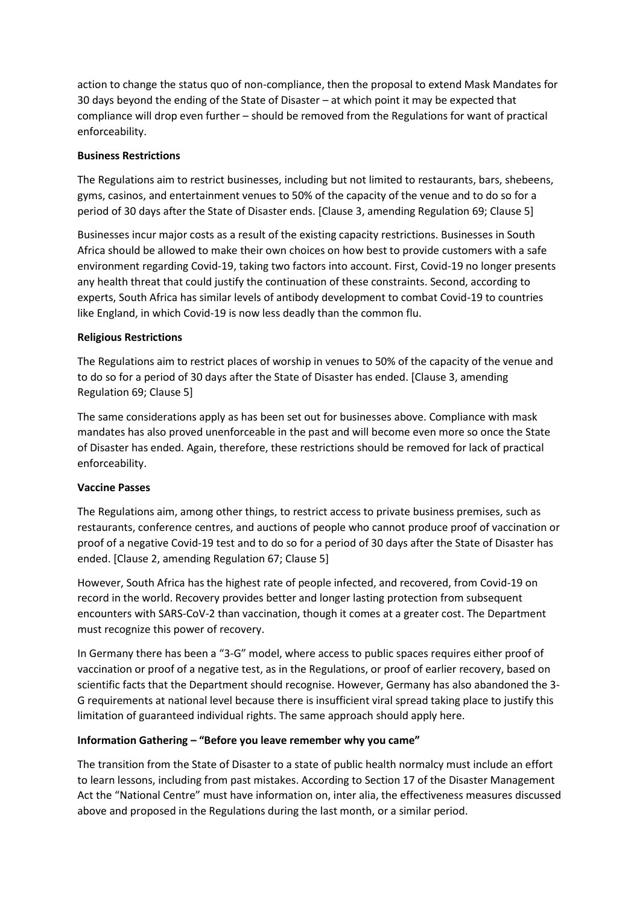action to change the status quo of non-compliance, then the proposal to extend Mask Mandates for 30 days beyond the ending of the State of Disaster – at which point it may be expected that compliance will drop even further – should be removed from the Regulations for want of practical enforceability.

**Business Restrictions**

The Regulations aim to restrict businesses, including but not limited to restaurants, bars, shebeens, gyms, casinos, and entertainment venues to 50% of the capacity of the venue and to do so for a period of 30 days after the State of Disaster ends. [Clause 3, amending Regulation 69; Clause 5]

Businesses incur major costs as a result of the existing capacity restrictions. Businesses in South Africa should be allowed to make their own choices on how best to provide customers with a safe environment regarding Covid-19, taking two factors into account. First, Covid-19 no longer presents any health threat that could justify the continuation of these constraints. Second, according to experts, South Africa has similar levels of antibody development to combat Covid-19 to countries like England, in which Covid-19 is now less deadly than the common flu.

**Religious Restrictions**

The Regulations aim to restrict places of worship in venues to 50% of the capacity of the venue and to do so for a period of 30 days after the State of Disaster has ended. [Clause 3, amending Regulation 69; Clause 5]

The same considerations apply as has been set out for businesses above. Compliance with mask mandates has also proved unenforceable in the past and will become even more so once the State of Disaster has ended. Again, therefore, these restrictions should be removed for lack of practical enforceability.

**Vaccine Passes**

The Regulations aim, among other things, to restrict access to private business premises, such as restaurants, conference centres, and auctions of people who cannot produce proof of vaccination or proof of a negative Covid-19 test and to do so for a period of 30 days after the State of Disaster has ended. [Clause 2, amending Regulation 67; Clause 5]

However, South Africa has the highest rate of people infected, and recovered, from Covid-19 on record in the world. Recovery provides better and longer lasting protection from subsequent encounters with SARS-CoV-2 than vaccination, though it comes at a greater cost. The Department must recognize this power of recovery.

In Germany there has been a "3-G" model, where access to public spaces requires either proof of vaccination or proof of a negative test, as in the Regulations, or proof of earlier recovery, based on scientific facts that the Department should recognise. However, Germany has also abandoned the 3-G requirements at national level because there is insufficient viral spread taking place to justify this limitation of guaranteed individual rights. The same approach should apply here.

**Information Gathering – "Before you leave remember why you came"**

The transition from the State of Disaster to a state of public health normalcy must include an effort to learn lessons, including from past mistakes. According to Section 17 of the Disaster Management Act the "National Centre" must have information on, inter alia, the effectiveness measures discussed above and proposed in the Regulations during the last month, or a similar period.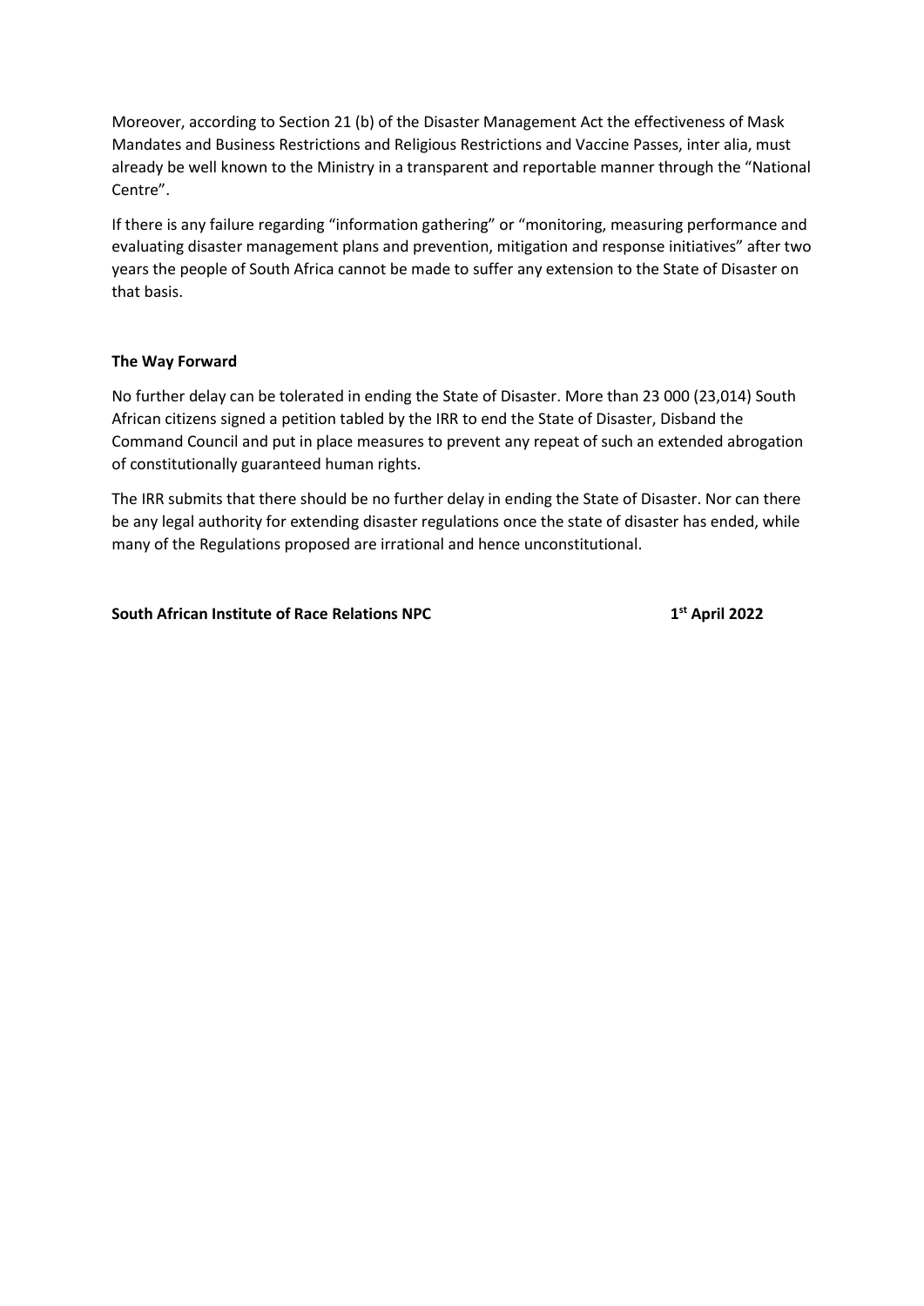Moreover, according to Section 21 (b) of the Disaster Management Act the effectiveness of Mask Mandates and Business Restrictions and Religious Restrictions and Vaccine Passes, inter alia, must already be well known to the Ministry in a transparent and reportable manner through the "National Centre".

If there is any failure regarding "information gathering" or "monitoring, measuring performance and evaluating disaster management plans and prevention, mitigation and response initiatives" after two years the people of South Africa cannot be made to suffer any extension to the State of Disaster on that basis.

**The Way Forward**

No further delay can be tolerated in ending the State of Disaster. More than 23 000 (23,014) South African citizens signed a petition tabled by the IRR to end the State of Disaster, Disband the Command Council and put in place measures to prevent any repeat of such an extended abrogation of constitutionally guaranteed human rights.

The IRR submits that there should be no further delay in ending the State of Disaster. Nor can there be any legal authority for extending disaster regulations once the state of disaster has ended, while many of the Regulations proposed are irrational and hence unconstitutional.

**South African Institute of Race Relations NPC** **1st April 2022**